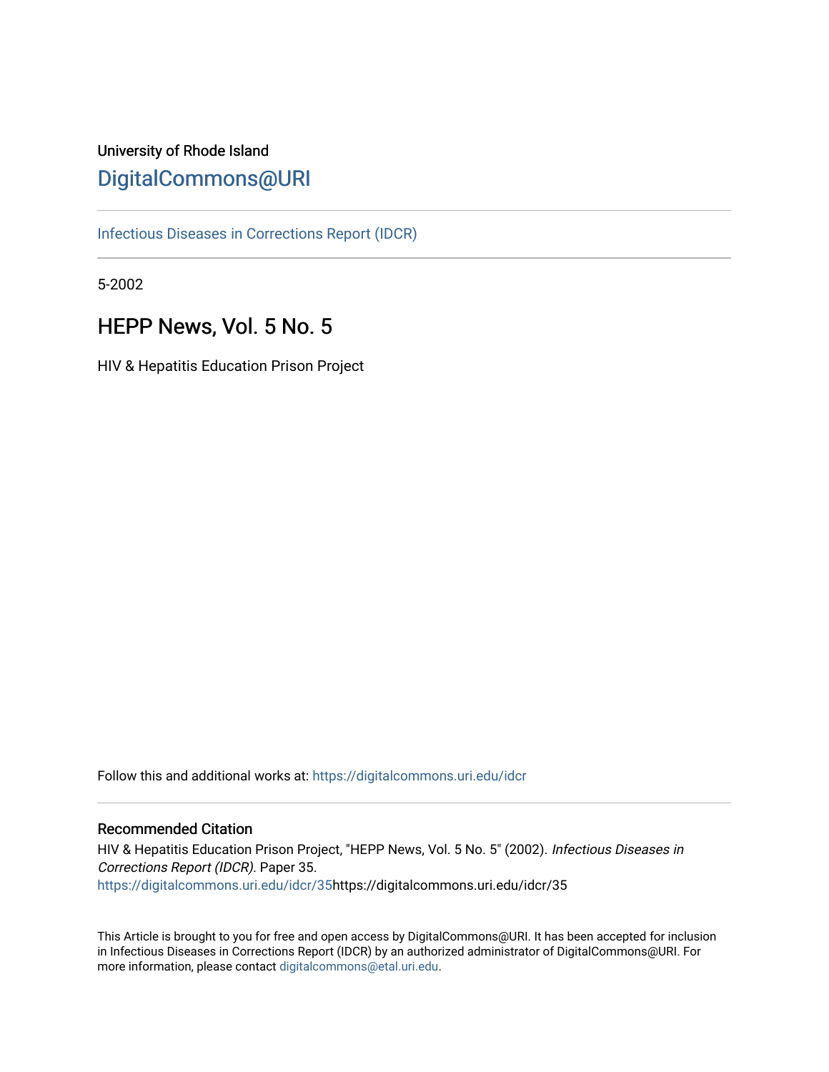University of Rhode Island

[DigitalCommons@URI](https://digitalcommons.uri.edu/)

[Infectious Diseases in Corrections Report (IDCR)](https://digitalcommons.uri.edu/idcr)

5-2002

# HEPP News, Vol. 5 No. 5

HIV & Hepatitis Education Prison Project

Follow this and additional works at: https://digitalcommons.uri.edu/idcr

## Recommended Citation

HIV & Hepatitis Education Prison Project, "HEPP News, Vol. 5 No. 5" (2002). *Infectious Diseases in Corrections Report (IDCR).* Paper 35.
https://digitalcommons.uri.edu/idcr/35https://digitalcommons.uri.edu/idcr/35

This Article is brought to you for free and open access by DigitalCommons@URI. It has been accepted for inclusion in Infectious Diseases in Corrections Report (IDCR) by an authorized administrator of DigitalCommons@URI. For more information, please contact digitalcommons@etal.uri.edu.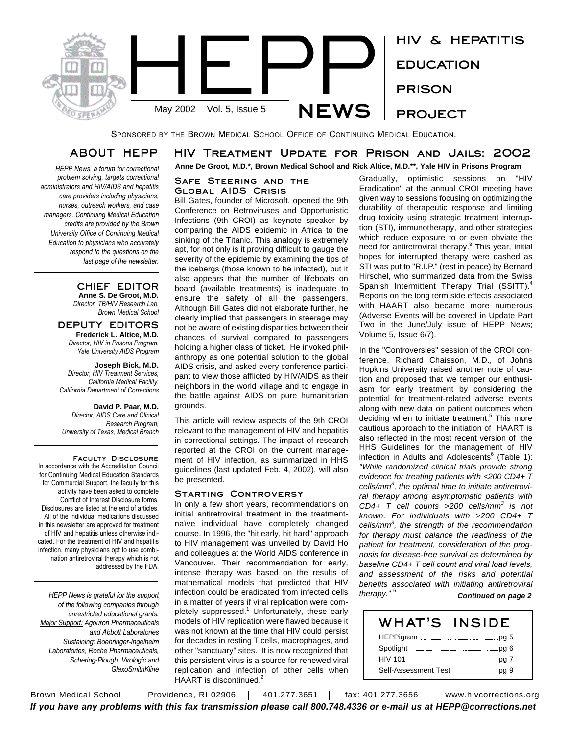# HEPP NEWS

May 2002 Vol. 5, Issue 5

HIV & HEPATITIS EDUCATION PRISON PROJECT

SPONSORED BY THE BROWN MEDICAL SCHOOL OFFICE OF CONTINUING MEDICAL EDUCATION.

## ABOUT HEPP

*HEPP News, a forum for correctional problem solving, targets correctional administrators and HIV/AIDS and hepatitis care providers including physicians, nurses, outreach workers, and case managers. Continuing Medical Education credits are provided by the Brown University Office of Continuing Medical Education to physicians who accurately respond to the questions on the last page of the newsletter.*

### CHIEF EDITOR

**Anne S. De Groot, M.D.**
*Director, TB/HIV Research Lab, Brown Medical School*

### DEPUTY EDITORS

**Frederick L. Altice, M.D.**
*Director, HIV in Prisons Program, Yale University AIDS Program*

**Joseph Bick, M.D.**
*Director, HIV Treatment Services, California Medical Facility, California Department of Corrections*

**David P. Paar, M.D.**
*Director, AIDS Care and Clinical Research Program, University of Texas, Medical Branch*

### Faculty Disclosure

In accordance with the Accreditation Council for Continuing Medical Education Standards for Commercial Support, the faculty for this activity have been asked to complete Conflict of Interest Disclosure forms. Disclosures are listed at the end of articles. All of the individual medications discussed in this newsletter are approved for treatment of HIV and hepatitis unless otherwise indicated. For the treatment of HIV and hepatitis infection, many physicians opt to use combination antiretroviral therapy which is not addressed by the FDA.

*HEPP News is grateful for the support of the following companies through unrestricted educational grants: Major Support: Agouron Pharmaceuticals and Abbott Laboratories Sustaining: Boehringer-Ingelheim Laboratories, Roche Pharmaceuticals, Schering-Plough, Virologic and GlaxoSmithKline*

## HIV Treatment Update for Prison and Jails: 2002

**Anne De Groot, M.D.\*, Brown Medical School and Rick Altice, M.D.\*\*, Yale HIV in Prisons Program**

### Safe Steering and the Global AIDS Crisis

Bill Gates, founder of Microsoft, opened the 9th Conference on Retroviruses and Opportunistic Infections (9th CROI) as keynote speaker by comparing the AIDS epidemic in Africa to the sinking of the Titanic. This analogy is extremely apt, for not only is it proving difficult to gauge the severity of the epidemic by examining the tips of the icebergs (those known to be infected), but it also appears that the number of lifeboats on board (available treatments) is inadequate to ensure the safety of all the passengers. Although Bill Gates did not elaborate further, he clearly implied that passengers in steerage may not be aware of existing disparities between their chances of survival compared to passengers holding a higher class of ticket. He invoked philanthropy as one potential solution to the global AIDS crisis, and asked every conference participant to view those afflicted by HIV/AIDS as their neighbors in the world village and to engage in the battle against AIDS on pure humanitarian grounds.

This article will review aspects of the 9th CROI relevant to the management of HIV and hepatitis in correctional settings. The impact of research reported at the CROI on the current management of HIV infection, as summarized in HHS guidelines (last updated Feb. 4, 2002), will also be presented.

### Starting Controversy

In only a few short years, recommendations on initial antiretroviral treatment in the treatment-naïve individual have completely changed course. In 1996, the "hit early, hit hard" approach to HIV management was unveiled by David Ho and colleagues at the World AIDS conference in Vancouver. Their recommendation for early, intense therapy was based on the results of mathematical models that predicted that HIV infection could be eradicated from infected cells in a matter of years if viral replication were completely suppressed.[1] Unfortunately, these early models of HIV replication were flawed because it was not known at the time that HIV could persist for decades in resting T cells, macrophages, and other "sanctuary" sites. It is now recognized that this persistent virus is a source for renewed viral replication and infection of other cells when HAART is discontinued.[2]

Gradually, optimistic sessions on "HIV Eradication" at the annual CROI meeting have given way to sessions focusing on optimizing the durability of therapeutic response and limiting drug toxicity using strategic treatment interruption (STI), immunotherapy, and other strategies which reduce exposure to or even obviate the need for antiretroviral therapy.[3] This year, initial hopes for interrupted therapy were dashed as STI was put to "R.I.P." (rest in peace) by Bernard Hirschel, who summarized data from the Swiss Spanish Intermittent Therapy Trial (SSITT).[4] Reports on the long term side effects associated with HAART also became more numerous (Adverse Events will be covered in Update Part Two in the June/July issue of HEPP News; Volume 5, Issue 6/7).

In the "Controversies" session of the CROI conference, Richard Chaisson, M.D., of Johns Hopkins University raised another note of caution and proposed that we temper our enthusiasm for early treatment by considering the potential for treatment-related adverse events along with new data on patient outcomes when deciding when to initiate treatment.[5] This more cautious approach to the initiation of HAART is also reflected in the most recent version of the HHS Guidelines for the management of HIV infection in Adults and Adolescents[6] (Table 1): *"While randomized clinical trials provide strong evidence for treating patients with <200 CD4+ T cells/mm$^3$, the optimal time to initiate antiretroviral therapy among asymptomatic patients with CD4+ T cell counts >200 cells/mm$^3$ is not known. For individuals with >200 CD4+ T cells/mm$^3$, the strength of the recommendation for therapy must balance the readiness of the patient for treatment, consideration of the prognosis for disease-free survival as determined by baseline CD4+ T cell count and viral load levels, and assessment of the risks and potential benefits associated with initiating antiretroviral therapy."* [6]

***Continued on page 2***

## WHAT'S INSIDE

- HEPPigram .......... pg 5
- Spotlight .......... pg 6
- HIV 101 .......... pg 7
- Self-Assessment Test .......... pg 9

Brown Medical School | Providence, RI 02906 | 401.277.3651 | fax: 401.277.3656 | www.hivcorrections.org

***If you have any problems with this fax transmission please call 800.748.4336 or e-mail us at HEPP@corrections.net***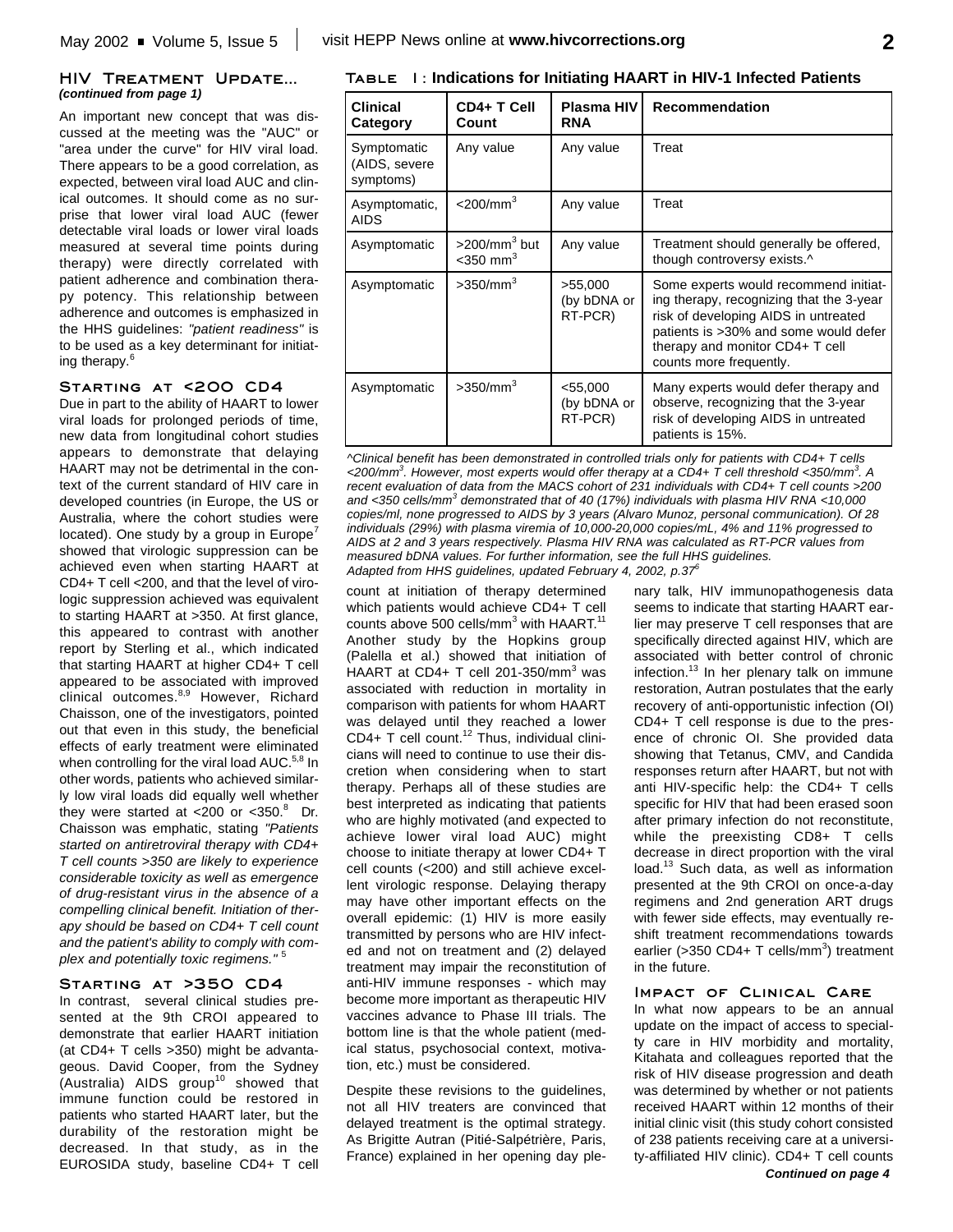## HIV Treatment Update...

*(continued from page 1)*

An important new concept that was discussed at the meeting was the "AUC" or "area under the curve" for HIV viral load. There appears to be a good correlation, as expected, between viral load AUC and clinical outcomes. It should come as no surprise that lower viral load AUC (fewer detectable viral loads or lower viral loads measured at several time points during therapy) were directly correlated with patient adherence and combination therapy potency. This relationship between adherence and outcomes is emphasized in the HHS guidelines: *"patient readiness"* is to be used as a key determinant for initiating therapy.[6]

### Starting at <200 CD4

Due in part to the ability of HAART to lower viral loads for prolonged periods of time, new data from longitudinal cohort studies appears to demonstrate that delaying HAART may not be detrimental in the context of the current standard of HIV care in developed countries (in Europe, the US or Australia, where the cohort studies were located). One study by a group in Europe[7] showed that virologic suppression can be achieved even when starting HAART at CD4+ T cell <200, and that the level of virologic suppression achieved was equivalent to starting HAART at >350. At first glance, this appeared to contrast with another report by Sterling et al., which indicated that starting HAART at higher CD4+ T cell appeared to be associated with improved clinical outcomes.[8,9] However, Richard Chaisson, one of the investigators, pointed out that even in this study, the beneficial effects of early treatment were eliminated when controlling for the viral load AUC.[5,8] In other words, patients who achieved similarly low viral loads did equally well whether they were started at <200 or <350.[8] Dr. Chaisson was emphatic, stating *"Patients started on antiretroviral therapy with CD4+ T cell counts >350 are likely to experience considerable toxicity as well as emergence of drug-resistant virus in the absence of a compelling clinical benefit. Initiation of therapy should be based on CD4+ T cell count and the patient's ability to comply with complex and potentially toxic regimens."* [5]

### Starting at >350 CD4

In contrast, several clinical studies presented at the 9th CROI appeared to demonstrate that earlier HAART initiation (at CD4+ T cells >350) might be advantageous. David Cooper, from the Sydney (Australia) AIDS group[10] showed that immune function could be restored in patients who started HAART later, but the durability of the restoration might be decreased. In that study, as in the EUROSIDA study, baseline CD4+ T cell count at initiation of therapy determined which patients would achieve CD4+ T cell counts above 500 cells/mm$^3$ with HAART.[11] Another study by the Hopkins group (Palella et al.) showed that initiation of HAART at CD4+ T cell 201-350/mm$^3$ was associated with reduction in mortality in comparison with patients for whom HAART was delayed until they reached a lower CD4+ T cell count.[12] Thus, individual clinicians will need to continue to use their discretion when considering when to start therapy. Perhaps all of these studies are best interpreted as indicating that patients who are highly motivated (and expected to achieve lower viral load AUC) might choose to initiate therapy at lower CD4+ T cell counts (<200) and still achieve excellent virologic response. Delaying therapy may have other important effects on the overall epidemic: (1) HIV is more easily transmitted by persons who are HIV infected and not on treatment and (2) delayed treatment may impair the reconstitution of anti-HIV immune responses - which may become more important as therapeutic HIV vaccines advance to Phase III trials. The bottom line is that the whole patient (medical status, psychosocial context, motivation, etc.) must be considered.

Despite these revisions to the guidelines, not all HIV treaters are convinced that delayed treatment is the optimal strategy. As Brigitte Autran (Pitié-Salpétrière, Paris, France) explained in her opening day plenary talk, HIV immunopathogenesis data seems to indicate that starting HAART earlier may preserve T cell responses that are specifically directed against HIV, which are associated with better control of chronic infection.[13] In her plenary talk on immune restoration, Autran postulates that the early recovery of anti-opportunistic infection (OI) CD4+ T cell response is due to the presence of chronic OI. She provided data showing that Tetanus, CMV, and Candida responses return after HAART, but not with anti HIV-specific help: the CD4+ T cells specific for HIV that had been erased soon after primary infection do not reconstitute, while the preexisting CD8+ T cells decrease in direct proportion with the viral load.[13] Such data, as well as information presented at the 9th CROI on once-a-day regimens and 2nd generation ART drugs with fewer side effects, may eventually re-shift treatment recommendations towards earlier (>350 CD4+ T cells/mm$^3$) treatment in the future.

### Impact of Clinical Care

In what now appears to be an annual update on the impact of access to specialty care in HIV morbidity and mortality, Kitahata and colleagues reported that the risk of HIV disease progression and death was determined by whether or not patients received HAART within 12 months of their initial clinic visit (this study cohort consisted of 238 patients receiving care at a university-affiliated HIV clinic). CD4+ T cell counts

*Continued on page 4*

**Table I: Indications for Initiating HAART in HIV-1 Infected Patients**

| Clinical Category | CD4+ T Cell Count | Plasma HIV RNA | Recommendation |
|---|---|---|---|
| Symptomatic (AIDS, severe symptoms) | Any value | Any value | Treat |
| Asymptomatic, AIDS | <200/mm$^3$ | Any value | Treat |
| Asymptomatic | >200/mm$^3$ but <350 mm$^3$ | Any value | Treatment should generally be offered, though controversy exists.^ |
| Asymptomatic | >350/mm$^3$ | >55,000 (by bDNA or RT-PCR) | Some experts would recommend initiating therapy, recognizing that the 3-year risk of developing AIDS in untreated patients is >30% and some would defer therapy and monitor CD4+ T cell counts more frequently. |
| Asymptomatic | >350/mm$^3$ | <55,000 (by bDNA or RT-PCR) | Many experts would defer therapy and observe, recognizing that the 3-year risk of developing AIDS in untreated patients is 15%. |

*^Clinical benefit has been demonstrated in controlled trials only for patients with CD4+ T cells <200/mm$^3$. However, most experts would offer therapy at a CD4+ T cell threshold <350/mm$^3$. A recent evaluation of data from the MACS cohort of 231 individuals with CD4+ T cell counts >200 and <350 cells/mm$^3$ demonstrated that of 40 (17%) individuals with plasma HIV RNA <10,000 copies/ml, none progressed to AIDS by 3 years (Alvaro Munoz, personal communication). Of 28 individuals (29%) with plasma viremia of 10,000-20,000 copies/mL, 4% and 11% progressed to AIDS at 2 and 3 years respectively. Plasma HIV RNA was calculated as RT-PCR values from measured bDNA values. For further information, see the full HHS guidelines.*
*Adapted from HHS guidelines, updated February 4, 2002, p.37[6]*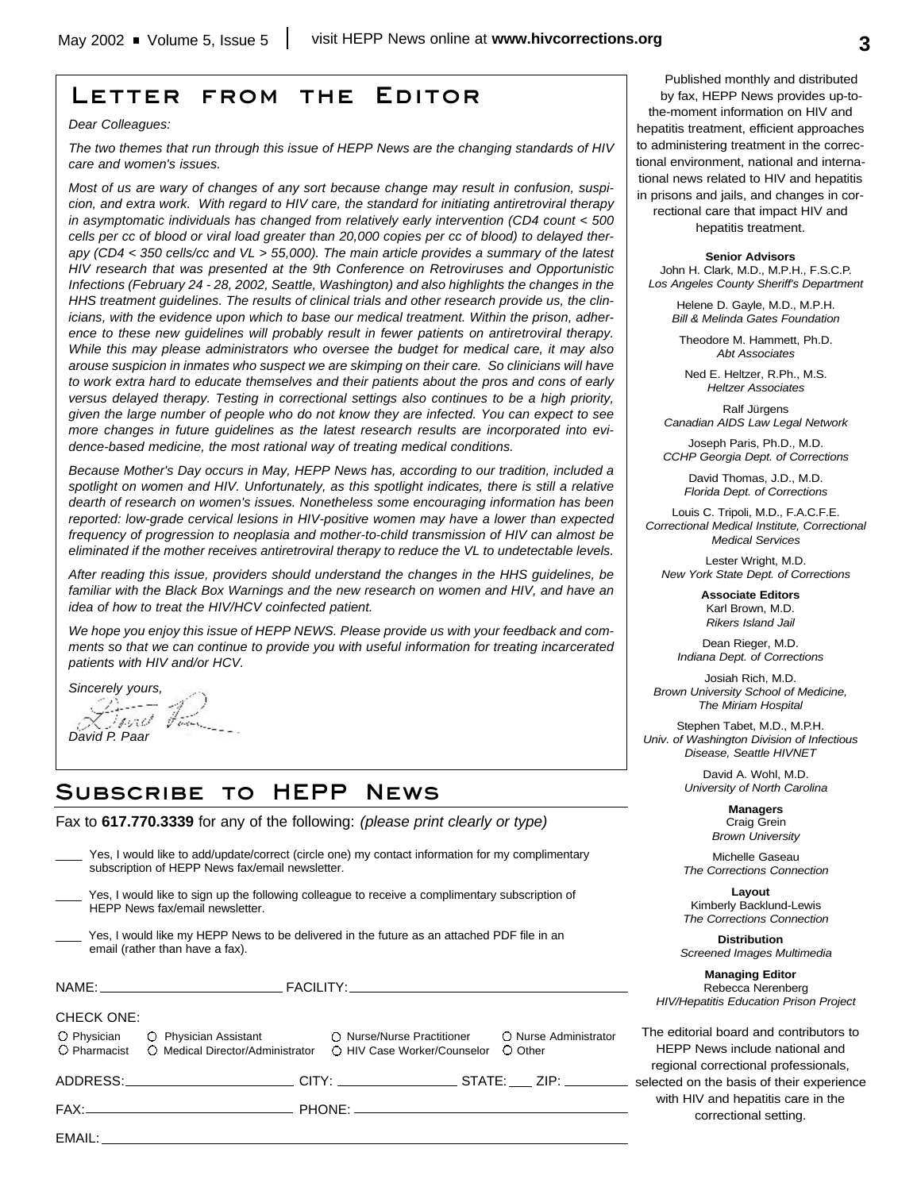# Letter from the Editor

*Dear Colleagues:*

*The two themes that run through this issue of HEPP News are the changing standards of HIV care and women's issues.*

*Most of us are wary of changes of any sort because change may result in confusion, suspicion, and extra work. With regard to HIV care, the standard for initiating antiretroviral therapy in asymptomatic individuals has changed from relatively early intervention (CD4 count < 500 cells per cc of blood or viral load greater than 20,000 copies per cc of blood) to delayed therapy (CD4 < 350 cells/cc and VL > 55,000). The main article provides a summary of the latest HIV research that was presented at the 9th Conference on Retroviruses and Opportunistic Infections (February 24 - 28, 2002, Seattle, Washington) and also highlights the changes in the HHS treatment guidelines. The results of clinical trials and other research provide us, the clinicians, with the evidence upon which to base our medical treatment. Within the prison, adherence to these new guidelines will probably result in fewer patients on antiretroviral therapy. While this may please administrators who oversee the budget for medical care, it may also arouse suspicion in inmates who suspect we are skimping on their care. So clinicians will have to work extra hard to educate themselves and their patients about the pros and cons of early versus delayed therapy. Testing in correctional settings also continues to be a high priority, given the large number of people who do not know they are infected. You can expect to see more changes in future guidelines as the latest research results are incorporated into evidence-based medicine, the most rational way of treating medical conditions.*

*Because Mother's Day occurs in May, HEPP News has, according to our tradition, included a spotlight on women and HIV. Unfortunately, as this spotlight indicates, there is still a relative dearth of research on women's issues. Nonetheless some encouraging information has been reported: low-grade cervical lesions in HIV-positive women may have a lower than expected frequency of progression to neoplasia and mother-to-child transmission of HIV can almost be eliminated if the mother receives antiretroviral therapy to reduce the VL to undetectable levels.*

*After reading this issue, providers should understand the changes in the HHS guidelines, be familiar with the Black Box Warnings and the new research on women and HIV, and have an idea of how to treat the HIV/HCV coinfected patient.*

*We hope you enjoy this issue of HEPP NEWS. Please provide us with your feedback and comments so that we can continue to provide you with useful information for treating incarcerated patients with HIV and/or HCV.*

*Sincerely yours,*

*David P. Paar*

# Subscribe to HEPP News

Fax to **617.770.3339** for any of the following: *(please print clearly or type)*

____ Yes, I would like to add/update/correct (circle one) my contact information for my complimentary subscription of HEPP News fax/email newsletter.

____ Yes, I would like to sign up the following colleague to receive a complimentary subscription of HEPP News fax/email newsletter.

____ Yes, I would like my HEPP News to be delivered in the future as an attached PDF file in an email (rather than have a fax).

NAME: ______________________ FACILITY: ______________________

CHECK ONE:

○ Physician ○ Physician Assistant ○ Nurse/Nurse Practitioner ○ Nurse Administrator
○ Pharmacist ○ Medical Director/Administrator ○ HIV Case Worker/Counselor ○ Other

ADDRESS: ______________________ CITY: ______________ STATE: ___ ZIP: ________

FAX: ______________________ PHONE: ______________________

EMAIL: ______________________

Published monthly and distributed by fax, HEPP News provides up-to-the-moment information on HIV and hepatitis treatment, efficient approaches to administering treatment in the correctional environment, national and international news related to HIV and hepatitis in prisons and jails, and changes in correctional care that impact HIV and hepatitis treatment.

**Senior Advisors**

John H. Clark, M.D., M.P.H., F.S.C.P.
*Los Angeles County Sheriff's Department*

Helene D. Gayle, M.D., M.P.H.
*Bill & Melinda Gates Foundation*

Theodore M. Hammett, Ph.D.
*Abt Associates*

Ned E. Heltzer, R.Ph., M.S.
*Heltzer Associates*

Ralf Jürgens
*Canadian AIDS Law Legal Network*

Joseph Paris, Ph.D., M.D.
*CCHP Georgia Dept. of Corrections*

David Thomas, J.D., M.D.
*Florida Dept. of Corrections*

Louis C. Tripoli, M.D., F.A.C.F.E.
*Correctional Medical Institute, Correctional Medical Services*

Lester Wright, M.D.
*New York State Dept. of Corrections*

**Associate Editors**

Karl Brown, M.D.
*Rikers Island Jail*

Dean Rieger, M.D.
*Indiana Dept. of Corrections*

Josiah Rich, M.D.
*Brown University School of Medicine, The Miriam Hospital*

Stephen Tabet, M.D., M.P.H.
*Univ. of Washington Division of Infectious Disease, Seattle HIVNET*

David A. Wohl, M.D.
*University of North Carolina*

**Managers**

Craig Grein
*Brown University*

Michelle Gaseau
*The Corrections Connection*

**Layout**

Kimberly Backlund-Lewis
*The Corrections Connection*

**Distribution**

*Screened Images Multimedia*

**Managing Editor**

Rebecca Nerenberg
*HIV/Hepatitis Education Prison Project*

The editorial board and contributors to HEPP News include national and regional correctional professionals, selected on the basis of their experience with HIV and hepatitis care in the correctional setting.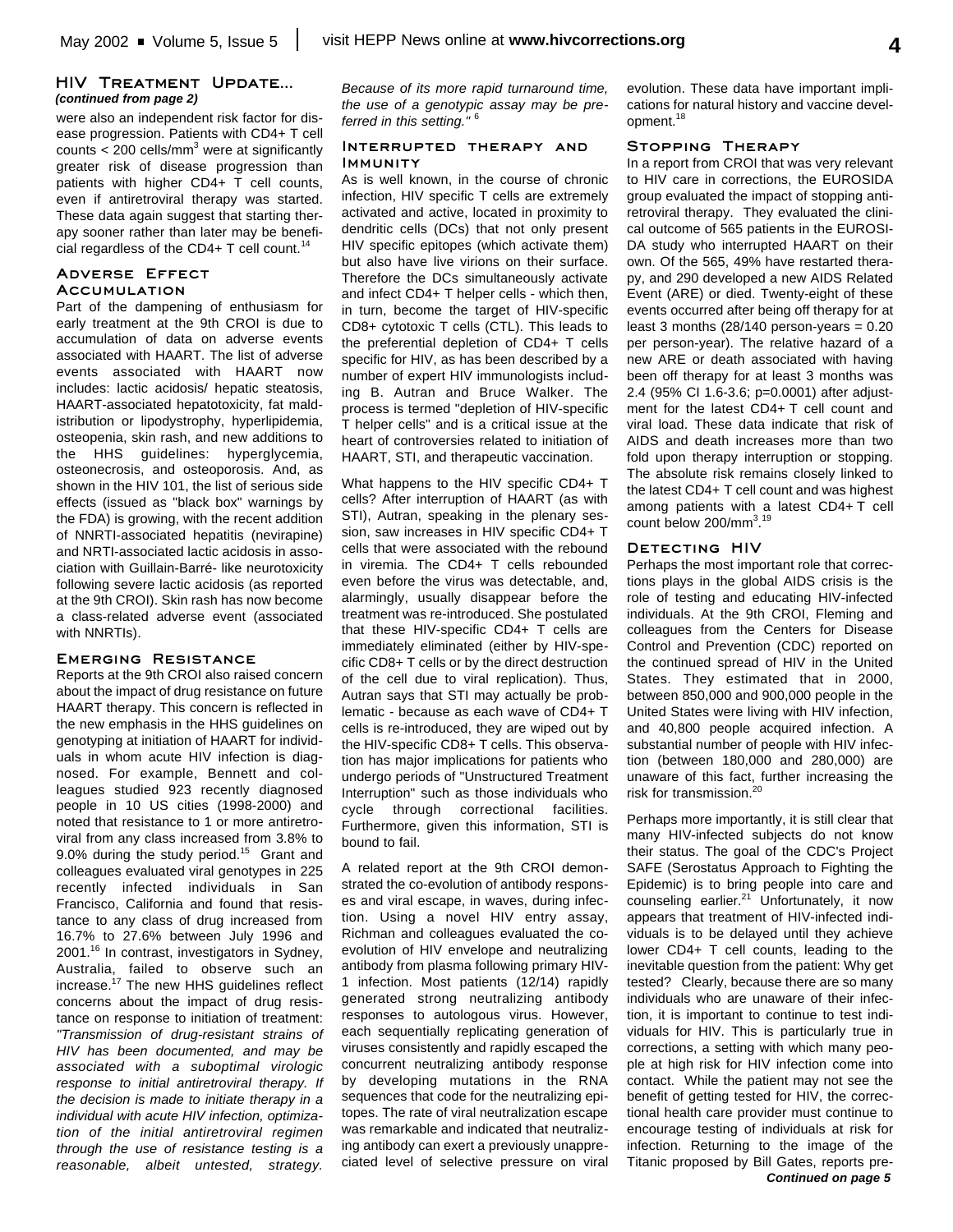## HIV Treatment Update...

*(continued from page 2)*

were also an independent risk factor for disease progression. Patients with CD4+ T cell counts < 200 cells/mm$^3$ were at significantly greater risk of disease progression than patients with higher CD4+ T cell counts, even if antiretroviral therapy was started. These data again suggest that starting therapy sooner rather than later may be beneficial regardless of the CD4+ T cell count.[14]

### Adverse Effect Accumulation

Part of the dampening of enthusiasm for early treatment at the 9th CROI is due to accumulation of data on adverse events associated with HAART. The list of adverse events associated with HAART now includes: lactic acidosis/ hepatic steatosis, HAART-associated hepatotoxicity, fat maldistribution or lipodystrophy, hyperlipidemia, osteopenia, skin rash, and new additions to the HHS guidelines: hyperglycemia, osteonecrosis, and osteoporosis. And, as shown in the HIV 101, the list of serious side effects (issued as "black box" warnings by the FDA) is growing, with the recent addition of NNRTI-associated hepatitis (nevirapine) and NRTI-associated lactic acidosis in association with Guillain-Barré- like neurotoxicity following severe lactic acidosis (as reported at the 9th CROI). Skin rash has now become a class-related adverse event (associated with NNRTIs).

### Emerging Resistance

Reports at the 9th CROI also raised concern about the impact of drug resistance on future HAART therapy. This concern is reflected in the new emphasis in the HHS guidelines on genotyping at initiation of HAART for individuals in whom acute HIV infection is diagnosed. For example, Bennett and colleagues studied 923 recently diagnosed people in 10 US cities (1998-2000) and noted that resistance to 1 or more antiretroviral from any class increased from 3.8% to 9.0% during the study period.[15] Grant and colleagues evaluated viral genotypes in 225 recently infected individuals in San Francisco, California and found that resistance to any class of drug increased from 16.7% to 27.6% between July 1996 and 2001.[16] In contrast, investigators in Sydney, Australia, failed to observe such an increase.[17] The new HHS guidelines reflect concerns about the impact of drug resistance on response to initiation of treatment: *"Transmission of drug-resistant strains of HIV has been documented, and may be associated with a suboptimal virologic response to initial antiretroviral therapy. If the decision is made to initiate therapy in a individual with acute HIV infection, optimization of the initial antiretroviral regimen through the use of resistance testing is a reasonable, albeit untested, strategy. Because of its more rapid turnaround time, the use of a genotypic assay may be preferred in this setting."* [6]

### Interrupted Therapy and Immunity

As is well known, in the course of chronic infection, HIV specific T cells are extremely activated and active, located in proximity to dendritic cells (DCs) that not only present HIV specific epitopes (which activate them) but also have live virions on their surface. Therefore the DCs simultaneously activate and infect CD4+ T helper cells - which then, in turn, become the target of HIV-specific CD8+ cytotoxic T cells (CTL). This leads to the preferential depletion of CD4+ T cells specific for HIV, as has been described by a number of expert HIV immunologists including B. Autran and Bruce Walker. The process is termed "depletion of HIV-specific T helper cells" and is a critical issue at the heart of controversies related to initiation of HAART, STI, and therapeutic vaccination.

What happens to the HIV specific CD4+ T cells? After interruption of HAART (as with STI), Autran, speaking in the plenary session, saw increases in HIV specific CD4+ T cells that were associated with the rebound in viremia. The CD4+ T cells rebounded even before the virus was detectable, and, alarmingly, usually disappear before the treatment was re-introduced. She postulated that these HIV-specific CD4+ T cells are immediately eliminated (either by HIV-specific CD8+ T cells or by the direct destruction of the cell due to viral replication). Thus, Autran says that STI may actually be problematic - because as each wave of CD4+ T cells is re-introduced, they are wiped out by the HIV-specific CD8+ T cells. This observation has major implications for patients who undergo periods of "Unstructured Treatment Interruption" such as those individuals who cycle through correctional facilities. Furthermore, given this information, STI is bound to fail.

A related report at the 9th CROI demonstrated the co-evolution of antibody responses and viral escape, in waves, during infection. Using a novel HIV entry assay, Richman and colleagues evaluated the co-evolution of HIV envelope and neutralizing antibody from plasma following primary HIV-1 infection. Most patients (12/14) rapidly generated strong neutralizing antibody responses to autologous virus. However, each sequentially replicating generation of viruses consistently and rapidly escaped the concurrent neutralizing antibody response by developing mutations in the RNA sequences that code for the neutralizing epitopes. The rate of viral neutralization escape was remarkable and indicated that neutralizing antibody can exert a previously unappreciated level of selective pressure on viral evolution. These data have important implications for natural history and vaccine development.[18]

### Stopping Therapy

In a report from CROI that was very relevant to HIV care in corrections, the EUROSIDA group evaluated the impact of stopping antiretroviral therapy. They evaluated the clinical outcome of 565 patients in the EUROSIDA study who interrupted HAART on their own. Of the 565, 49% have restarted therapy, and 290 developed a new AIDS Related Event (ARE) or died. Twenty-eight of these events occurred after being off therapy for at least 3 months (28/140 person-years = 0.20 per person-year). The relative hazard of a new ARE or death associated with having been off therapy for at least 3 months was 2.4 (95% CI 1.6-3.6; p=0.0001) after adjustment for the latest CD4+ T cell count and viral load. These data indicate that risk of AIDS and death increases more than two fold upon therapy interruption or stopping. The absolute risk remains closely linked to the latest CD4+ T cell count and was highest among patients with a latest CD4+ T cell count below 200/mm$^3$.[19]

### Detecting HIV

Perhaps the most important role that corrections plays in the global AIDS crisis is the role of testing and educating HIV-infected individuals. At the 9th CROI, Fleming and colleagues from the Centers for Disease Control and Prevention (CDC) reported on the continued spread of HIV in the United States. They estimated that in 2000, between 850,000 and 900,000 people in the United States were living with HIV infection, and 40,800 people acquired infection. A substantial number of people with HIV infection (between 180,000 and 280,000) are unaware of this fact, further increasing the risk for transmission.[20]

Perhaps more importantly, it is still clear that many HIV-infected subjects do not know their status. The goal of the CDC's Project SAFE (Serostatus Approach to Fighting the Epidemic) is to bring people into care and counseling earlier.[21] Unfortunately, it now appears that treatment of HIV-infected individuals is to be delayed until they achieve lower CD4+ T cell counts, leading to the inevitable question from the patient: Why get tested? Clearly, because there are so many individuals who are unaware of their infection, it is important to continue to test individuals for HIV. This is particularly true in corrections, a setting with which many people at high risk for HIV infection come into contact. While the patient may not see the benefit of getting tested for HIV, the correctional health care provider must continue to encourage testing of individuals at risk for infection. Returning to the image of the Titanic proposed by Bill Gates, reports pre-

***Continued on page 5***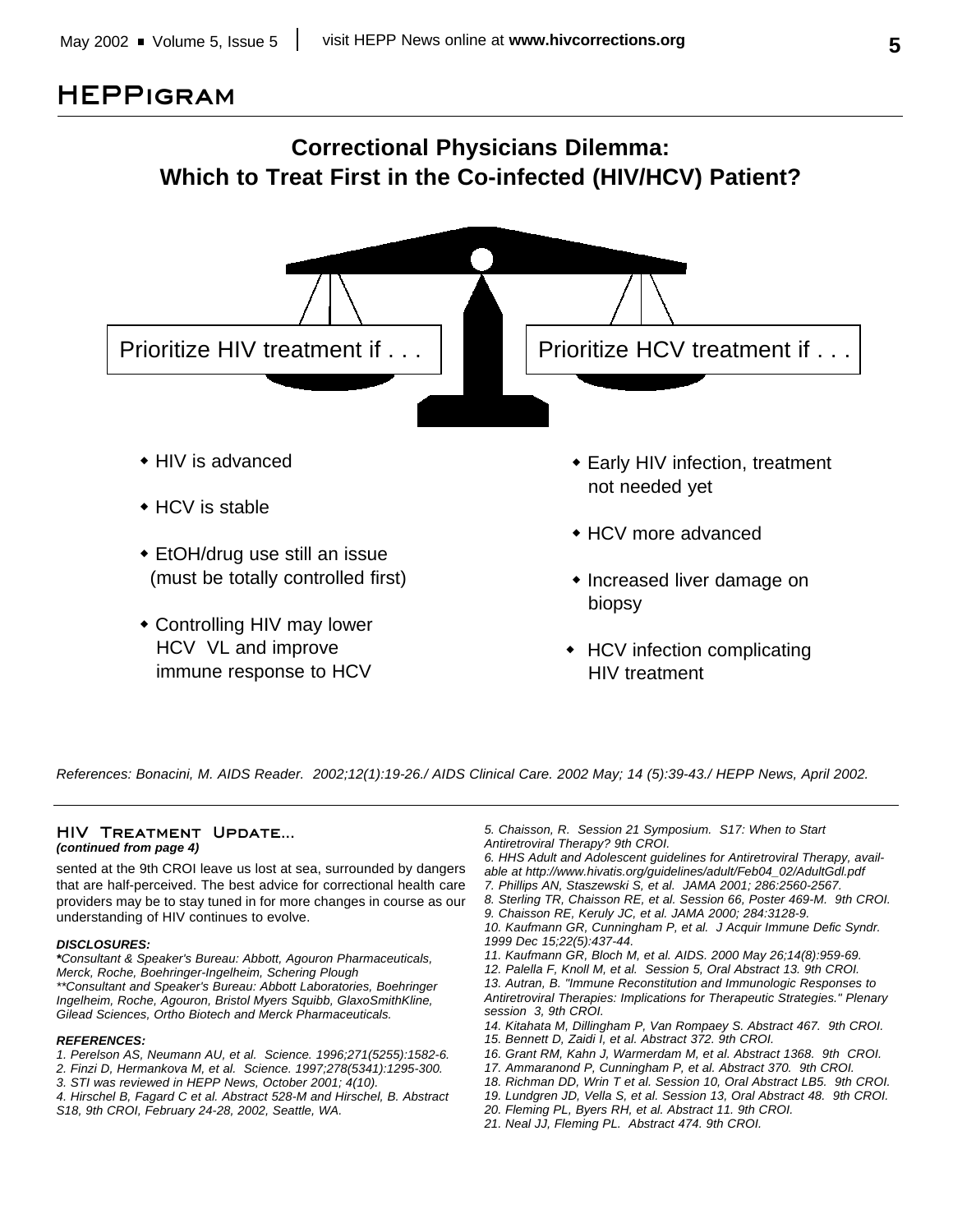# HEPPigram

## Correctional Physicians Dilemma: Which to Treat First in the Co-infected (HIV/HCV) Patient?

**Prioritize HIV treatment if . . .**

- HIV is advanced
- HCV is stable
- EtOH/drug use still an issue (must be totally controlled first)
- Controlling HIV may lower HCV VL and improve immune response to HCV

**Prioritize HCV treatment if . . .**

- Early HIV infection, treatment not needed yet
- HCV more advanced
- Increased liver damage on biopsy
- HCV infection complicating HIV treatment

*References: Bonacini, M. AIDS Reader. 2002;12(1):19-26./ AIDS Clinical Care. 2002 May; 14 (5):39-43./ HEPP News, April 2002.*

---

### HIV Treatment Update...

***(continued from page 4)***

sented at the 9th CROI leave us lost at sea, surrounded by dangers that are half-perceived. The best advice for correctional health care providers may be to stay tuned in for more changes in course as our understanding of HIV continues to evolve.

**DISCLOSURES:**

*\*Consultant & Speaker's Bureau: Abbott, Agouron Pharmaceuticals, Merck, Roche, Boehringer-Ingelheim, Schering Plough*

*\*\*Consultant and Speaker's Bureau: Abbott Laboratories, Boehringer Ingelheim, Roche, Agouron, Bristol Myers Squibb, GlaxoSmithKline, Gilead Sciences, Ortho Biotech and Merck Pharmaceuticals.*

**REFERENCES:**

1. Perelson AS, Neumann AU, et al. Science. 1996;271(5255):1582-6.
2. Finzi D, Hermankova M, et al. Science. 1997;278(5341):1295-300.
3. STI was reviewed in HEPP News, October 2001; 4(10).
4. Hirschel B, Fagard C et al. Abstract 528-M and Hirschel, B. Abstract S18, 9th CROI, February 24-28, 2002, Seattle, WA.
5. Chaisson, R. Session 21 Symposium. S17: When to Start Antiretroviral Therapy? 9th CROI.
6. HHS Adult and Adolescent guidelines for Antiretroviral Therapy, available at http://www.hivatis.org/guidelines/adult/Feb04_02/AdultGdl.pdf
7. Phillips AN, Staszewski S, et al. JAMA 2001; 286:2560-2567.
8. Sterling TR, Chaisson RE, et al. Session 66, Poster 469-M. 9th CROI.
9. Chaisson RE, Keruly JC, et al. JAMA 2000; 284:3128-9.
10. Kaufmann GR, Cunningham P, et al. J Acquir Immune Defic Syndr. 1999 Dec 15;22(5):437-44.
11. Kaufmann GR, Bloch M, et al. AIDS. 2000 May 26;14(8):959-69.
12. Palella F, Knoll M, et al. Session 5, Oral Abstract 13. 9th CROI.
13. Autran, B. "Immune Reconstitution and Immunologic Responses to Antiretroviral Therapies: Implications for Therapeutic Strategies." Plenary session 3, 9th CROI.
14. Kitahata M, Dillingham P, Van Rompaey S. Abstract 467. 9th CROI.
15. Bennett D, Zaidi I, et al. Abstract 372. 9th CROI.
16. Grant RM, Kahn J, Warmerdam M, et al. Abstract 1368. 9th CROI.
17. Ammaranond P, Cunningham P, et al. Abstract 370. 9th CROI.
18. Richman DD, Wrin T et al. Session 10, Oral Abstract LB5. 9th CROI.
19. Lundgren JD, Vella S, et al. Session 13, Oral Abstract 48. 9th CROI.
20. Fleming PL, Byers RH, et al. Abstract 11. 9th CROI.
21. Neal JJ, Fleming PL. Abstract 474. 9th CROI.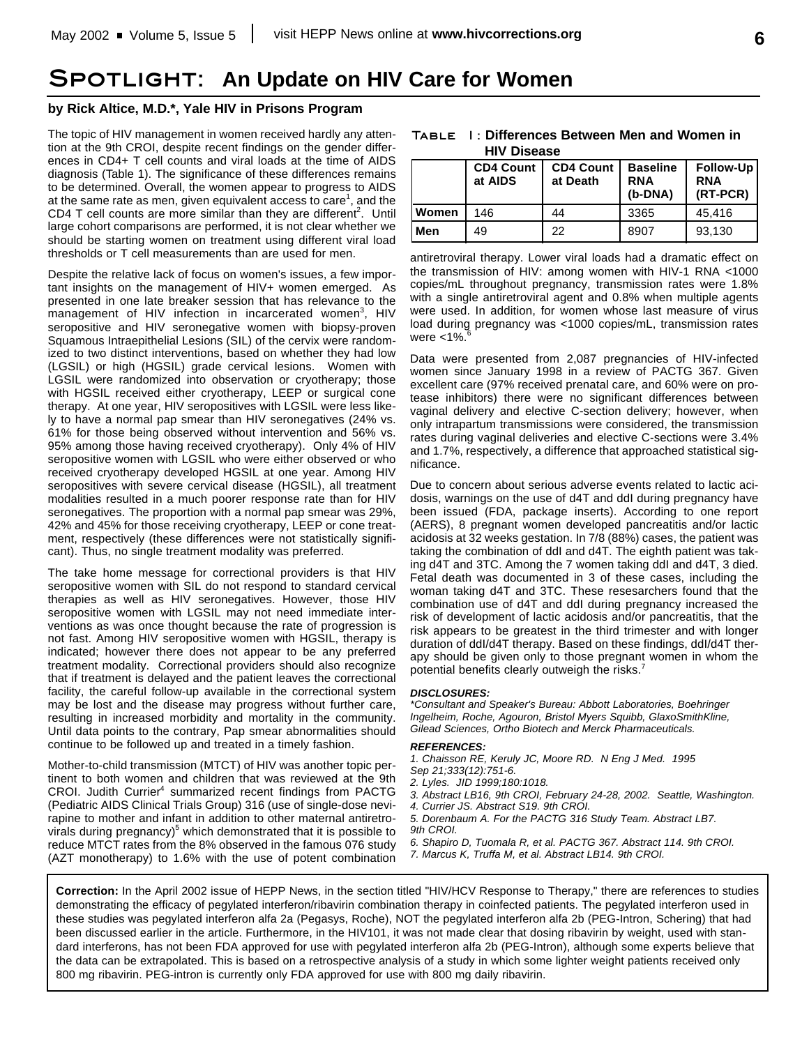# SPOTLIGHT: An Update on HIV Care for Women

**by Rick Altice, M.D.*, Yale HIV in Prisons Program**

The topic of HIV management in women received hardly any attention at the 9th CROI, despite recent findings on the gender differences in CD4+ T cell counts and viral loads at the time of AIDS diagnosis (Table 1). The significance of these differences remains to be determined. Overall, the women appear to progress to AIDS at the same rate as men, given equivalent access to care[1], and the CD4 T cell counts are more similar than they are different[2]. Until large cohort comparisons are performed, it is not clear whether we should be starting women on treatment using different viral load thresholds or T cell measurements than are used for men.

Despite the relative lack of focus on women's issues, a few important insights on the management of HIV+ women emerged. As presented in one late breaker session that has relevance to the management of HIV infection in incarcerated women[3], HIV seropositive and HIV seronegative women with biopsy-proven Squamous Intraepithelial Lesions (SIL) of the cervix were randomized to two distinct interventions, based on whether they had low (LGSIL) or high (HGSIL) grade cervical lesions. Women with LGSIL were randomized into observation or cryotherapy; those with HGSIL received either cryotherapy, LEEP or surgical cone therapy. At one year, HIV seropositives with LGSIL were less likely to have a normal pap smear than HIV seronegatives (24% vs. 61% for those being observed without intervention and 56% vs. 95% among those having received cryotherapy). Only 4% of HIV seropositive women with LGSIL who were either observed or who received cryotherapy developed HGSIL at one year. Among HIV seropositives with severe cervical disease (HGSIL), all treatment modalities resulted in a much poorer response rate than for HIV seronegatives. The proportion with a normal pap smear was 29%, 42% and 45% for those receiving cryotherapy, LEEP or cone treatment, respectively (these differences were not statistically significant). Thus, no single treatment modality was preferred.

The take home message for correctional providers is that HIV seropositive women with SIL do not respond to standard cervical therapies as well as HIV seronegatives. However, those HIV seropositive women with LGSIL may not need immediate interventions as was once thought because the rate of progression is not fast. Among HIV seropositive women with HGSIL, therapy is indicated; however there does not appear to be any preferred treatment modality. Correctional providers should also recognize that if treatment is delayed and the patient leaves the correctional facility, the careful follow-up available in the correctional system may be lost and the disease may progress without further care, resulting in increased morbidity and mortality in the community. Until data points to the contrary, Pap smear abnormalities should continue to be followed up and treated in a timely fashion.

Mother-to-child transmission (MTCT) of HIV was another topic pertinent to both women and children that was reviewed at the 9th CROI. Judith Currier[4] summarized recent findings from PACTG (Pediatric AIDS Clinical Trials Group) 316 (use of single-dose nevirapine to mother and infant in addition to other maternal antiretrovirals during pregnancy)[5] which demonstrated that it is possible to reduce MTCT rates from the 8% observed in the famous 076 study (AZT monotherapy) to 1.6% with the use of potent combination antiretroviral therapy. Lower viral loads had a dramatic effect on the transmission of HIV: among women with HIV-1 RNA <1000 copies/mL throughout pregnancy, transmission rates were 1.8% with a single antiretroviral agent and 0.8% when multiple agents were used. In addition, for women whose last measure of virus load during pregnancy was <1000 copies/mL, transmission rates were <1%.[6]

**TABLE 1: Differences Between Men and Women in HIV Disease**

| | CD4 Count at AIDS | CD4 Count at Death | Baseline RNA (b-DNA) | Follow-Up RNA (RT-PCR) |
|---|---|---|---|---|
| **Women** | 146 | 44 | 3365 | 45,416 |
| **Men** | 49 | 22 | 8907 | 93,130 |

Data were presented from 2,087 pregnancies of HIV-infected women since January 1998 in a review of PACTG 367. Given excellent care (97% received prenatal care, and 60% were on protease inhibitors) there were no significant differences between vaginal delivery and elective C-section delivery; however, when only intrapartum transmissions were considered, the transmission rates during vaginal deliveries and elective C-sections were 3.4% and 1.7%, respectively, a difference that approached statistical significance.

Due to concern about serious adverse events related to lactic acidosis, warnings on the use of d4T and ddI during pregnancy have been issued (FDA, package inserts). According to one report (AERS), 8 pregnant women developed pancreatitis and/or lactic acidosis at 32 weeks gestation. In 7/8 (88%) cases, the patient was taking the combination of ddI and d4T. The eighth patient was taking d4T and 3TC. Among the 7 women taking ddI and d4T, 3 died. Fetal death was documented in 3 of these cases, including the woman taking d4T and 3TC. These resesarchers found that the combination use of d4T and ddI during pregnancy increased the risk of development of lactic acidosis and/or pancreatitis, that the risk appears to be greatest in the third trimester and with longer duration of ddI/d4T therapy. Based on these findings, ddI/d4T therapy should be given only to those pregnant women in whom the potential benefits clearly outweigh the risks.[7]

***DISCLOSURES:***

*\*Consultant and Speaker's Bureau: Abbott Laboratories, Boehringer Ingelheim, Roche, Agouron, Bristol Myers Squibb, GlaxoSmithKline, Gilead Sciences, Ortho Biotech and Merck Pharmaceuticals.*

***REFERENCES:***

*1. Chaisson RE, Keruly JC, Moore RD. N Eng J Med. 1995 Sep 21;333(12):751-6.*
*2. Lyles. JID 1999;180:1018.*
*3. Abstract LB16, 9th CROI, February 24-28, 2002. Seattle, Washington.*
*4. Currier JS. Abstract S19. 9th CROI.*
*5. Dorenbaum A. For the PACTG 316 Study Team. Abstract LB7. 9th CROI.*
*6. Shapiro D, Tuomala R, et al. PACTG 367. Abstract 114. 9th CROI.*
*7. Marcus K, Truffa M, et al. Abstract LB14. 9th CROI.*

**Correction:** In the April 2002 issue of HEPP News, in the section titled "HIV/HCV Response to Therapy," there are references to studies demonstrating the efficacy of pegylated interferon/ribavirin combination therapy in coinfected patients. The pegylated interferon used in these studies was pegylated interferon alfa 2a (Pegasys, Roche), NOT the pegylated interferon alfa 2b (PEG-Intron, Schering) that had been discussed earlier in the article. Furthermore, in the HIV101, it was not made clear that dosing ribavirin by weight, used with standard interferons, has not been FDA approved for use with pegylated interferon alfa 2b (PEG-Intron), although some experts believe that the data can be extrapolated. This is based on a retrospective analysis of a study in which some lighter weight patients received only 800 mg ribavirin. PEG-intron is currently only FDA approved for use with 800 mg daily ribavirin.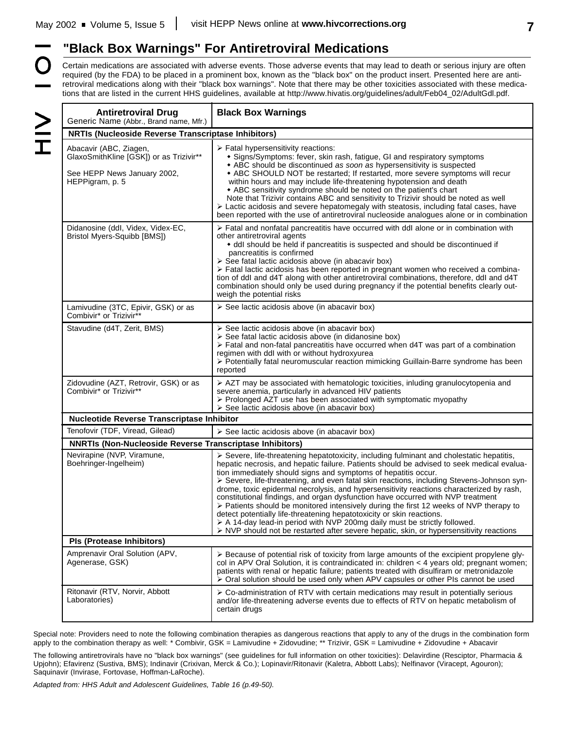## "Black Box Warnings" For Antiretroviral Medications

Certain medications are associated with adverse events. Those adverse events that may lead to death or serious injury are often required (by the FDA) to be placed in a prominent box, known as the "black box" on the product insert. Presented here are antiretroviral medications along with their "black box warnings". Note that there may be other toxicities associated with these medications that are listed in the current HHS guidelines, available at http://www.hivatis.org/guidelines/adult/Feb04_02/AdultGdl.pdf.

| **Antiretroviral Drug** Generic Name (Abbr., Brand name, Mfr.) | **Black Box Warnings** |
|---|---|
| **NRTIs (Nucleoside Reverse Transcriptase Inhibitors)** | |
| Abacavir (ABC, Ziagen, GlaxoSmithKline [GSK]) or as Trizivir** <br><br> See HEPP News January 2002, HEPPigram, p. 5 | ➢ Fatal hypersensitivity reactions: <br> • Signs/Symptoms: fever, skin rash, fatigue, GI and respiratory symptoms <br> • ABC should be discontinued *as soon as* hypersensitivity is suspected <br> • ABC SHOULD NOT be restarted; If restarted, more severe symptoms will recur within hours and may include life-threatening hypotension and death <br> • ABC sensitivity syndrome should be noted on the patient's chart <br> Note that Trizivir contains ABC and sensitivity to Trizivir should be noted as well <br> ➢ Lactic acidosis and severe hepatomegaly with steatosis, including fatal cases, have been reported with the use of antiretroviral nucleoside analogues alone or in combination |
| Didanosine (ddI, Videx, Videx-EC, Bristol Myers-Squibb [BMS]) | ➢ Fatal and nonfatal pancreatitis have occurred with ddI alone or in combination with other antiretroviral agents <br> • ddI should be held if pancreatitis is suspected and should be discontinued if pancreatitis is confirmed <br> ➢ See fatal lactic acidosis above (in abacavir box) <br> ➢ Fatal lactic acidosis has been reported in pregnant women who received a combination of ddI and d4T along with other antiretroviral combinations, therefore, ddI and d4T combination should only be used during pregnancy if the potential benefits clearly outweigh the potential risks |
| Lamivudine (3TC, Epivir, GSK) or as Combivir* or Trizivir** | ➢ See lactic acidosis above (in abacavir box) |
| Stavudine (d4T, Zerit, BMS) | ➢ See lactic acidosis above (in abacavir box) <br> ➢ See fatal lactic acidosis above (in didanosine box) <br> ➢ Fatal and non-fatal pancreatitis have occurred when d4T was part of a combination regimen with ddI with or without hydroxyurea <br> ➢ Potentially fatal neuromuscular reaction mimicking Guillain-Barre syndrome has been reported |
| Zidovudine (AZT, Retrovir, GSK) or as Combivir* or Trizivir** | ➢ AZT may be associated with hematologic toxicities, inluding granulocytopenia and severe anemia, particularly in advanced HIV patients <br> ➢ Prolonged AZT use has been associated with symptomatic myopathy <br> ➢ See lactic acidosis above (in abacavir box) |
| **Nucleotide Reverse Transcriptase Inhibitor** | |
| Tenofovir (TDF, Viread, Gilead) | ➢ See lactic acidosis above (in abacavir box) |
| **NNRTIs (Non-Nucleoside Reverse Transcriptase Inhibitors)** | |
| Nevirapine (NVP, Viramune, Boehringer-Ingelheim) | ➢ Severe, life-threatening hepatotoxicity, including fulminant and cholestatic hepatitis, hepatic necrosis, and hepatic failure. Patients should be advised to seek medical evaluation immediately should signs and symptoms of hepatitis occur. <br> ➢ Severe, life-threatening, and even fatal skin reactions, including Stevens-Johnson syndrome, toxic epidermal necrolysis, and hypersensitivity reactions characterized by rash, constitutional findings, and organ dysfunction have occurred with NVP treatment <br> ➢ Patients should be monitored intensively during the first 12 weeks of NVP therapy to detect potentially life-threatening hepatotoxicity or skin reactions. <br> ➢ A 14-day lead-in period with NVP 200mg daily must be strictly followed. <br> ➢ NVP should not be restarted after severe hepatic, skin, or hypersensitivity reactions |
| **PIs (Protease Inhibitors)** | |
| Amprenavir Oral Solution (APV, Agenerase, GSK) | ➢ Because of potential risk of toxicity from large amounts of the excipient propylene glycol in APV Oral Solution, it is contraindicated in: children < 4 years old; pregnant women; patients with renal or hepatic failure; patients treated with disulfiram or metronidazole <br> ➢ Oral solution should be used only when APV capsules or other PIs cannot be used |
| Ritonavir (RTV, Norvir, Abbott Laboratories) | ➢ Co-administration of RTV with certain medications may result in potentially serious and/or life-threatening adverse events due to effects of RTV on hepatic metabolism of certain drugs |

Special note: Providers need to note the following combination therapies as dangerous reactions that apply to any of the drugs in the combination form apply to the combination therapy as well: * Combivir, GSK = Lamivudine + Zidovudine; ** Trizivir, GSK = Lamivudine + Zidovudine + Abacavir

The following antiretrovirals have no "black box warnings" (see guidelines for full information on other toxicities): Delavirdine (Resciptor, Pharmacia & Upjohn); Efavirenz (Sustiva, BMS); Indinavir (Crixivan, Merck & Co.); Lopinavir/Ritonavir (Kaletra, Abbott Labs); Nelfinavor (Viracept, Agouron); Saquinavir (Invirase, Fortovase, Hoffman-LaRoche).

*Adapted from: HHS Adult and Adolescent Guidelines, Table 16 (p.49-50).*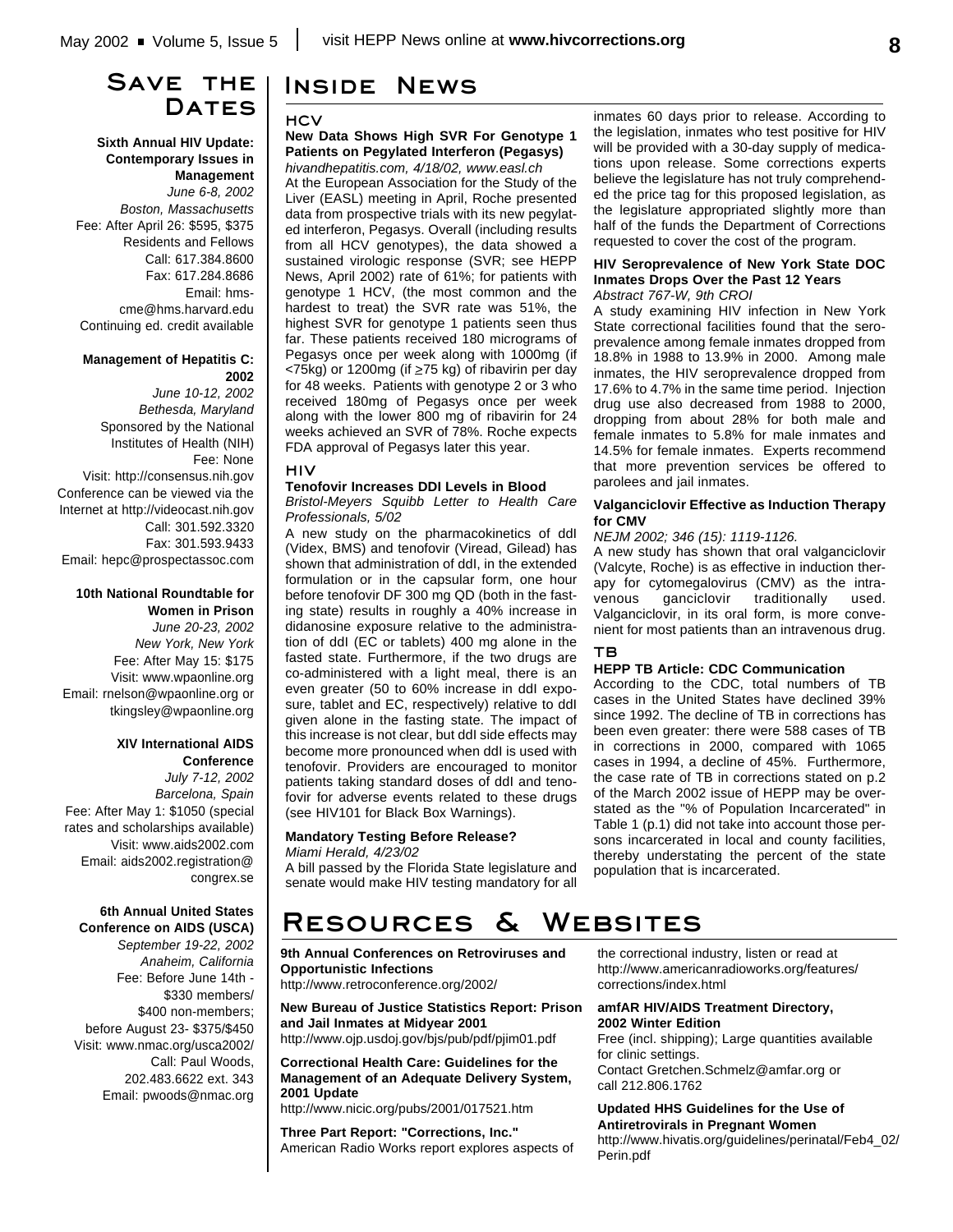# Save the Dates

**Sixth Annual HIV Update: Contemporary Issues in Management**
*June 6-8, 2002*
*Boston, Massachusetts*
Fee: After April 26: $595, $375 Residents and Fellows
Call: 617.384.8600
Fax: 617.284.8686
Email: hms-cme@hms.harvard.edu
Continuing ed. credit available

**Management of Hepatitis C: 2002**
*June 10-12, 2002*
*Bethesda, Maryland*
Sponsored by the National Institutes of Health (NIH)
Fee: None
Visit: http://consensus.nih.gov
Conference can be viewed via the Internet at http://videocast.nih.gov
Call: 301.592.3320
Fax: 301.593.9433
Email: hepc@prospectassoc.com

**10th National Roundtable for Women in Prison**
*June 20-23, 2002*
*New York, New York*
Fee: After May 15: $175
Visit: www.wpaonline.org
Email: rnelson@wpaonline.org or tkingsley@wpaonline.org

**XIV International AIDS Conference**
*July 7-12, 2002*
*Barcelona, Spain*
Fee: After May 1: $1050 (special rates and scholarships available)
Visit: www.aids2002.com
Email: aids2002.registration@congrex.se

**6th Annual United States Conference on AIDS (USCA)**
*September 19-22, 2002*
*Anaheim, California*
Fee: Before June 14th - $330 members/ $400 non-members; before August 23- $375/$450
Visit: www.nmac.org/usca2002/
Call: Paul Woods, 202.483.6622 ext. 343
Email: pwoods@nmac.org

# Inside News

## HCV

### New Data Shows High SVR For Genotype 1 Patients on Pegylated Interferon (Pegasys)

*hivandhepatitis.com, 4/18/02, www.easl.ch*

At the European Association for the Study of the Liver (EASL) meeting in April, Roche presented data from prospective trials with its new pegylated interferon, Pegasys. Overall (including results from all HCV genotypes), the data showed a sustained virologic response (SVR; see HEPP News, April 2002) rate of 61%; for patients with genotype 1 HCV, (the most common and the hardest to treat) the SVR rate was 51%, the highest SVR for genotype 1 patients seen thus far. These patients received 180 micrograms of Pegasys once per week along with 1000mg (if <75kg) or 1200mg (if ≥75 kg) of ribavirin per day for 48 weeks. Patients with genotype 2 or 3 who received 180mg of Pegasys once per week along with the lower 800 mg of ribavirin for 24 weeks achieved an SVR of 78%. Roche expects FDA approval of Pegasys later this year.

## HIV

### Tenofovir Increases DDI Levels in Blood

*Bristol-Meyers Squibb Letter to Health Care Professionals, 5/02*

A new study on the pharmacokinetics of ddI (Videx, BMS) and tenofovir (Viread, Gilead) has shown that administration of ddI, in the extended formulation or in the capsular form, one hour before tenofovir DF 300 mg QD (both in the fasting state) results in roughly a 40% increase in didanosine exposure relative to the administration of ddI (EC or tablets) 400 mg alone in the fasted state. Furthermore, if the two drugs are co-administered with a light meal, there is an even greater (50 to 60% increase in ddI exposure, tablet and EC, respectively) relative to ddI given alone in the fasting state. The impact of this increase is not clear, but ddI side effects may become more pronounced when ddI is used with tenofovir. Providers are encouraged to monitor patients taking standard doses of ddI and tenofovir for adverse events related to these drugs (see HIV101 for Black Box Warnings).

### Mandatory Testing Before Release?

*Miami Herald, 4/23/02*

A bill passed by the Florida State legislature and senate would make HIV testing mandatory for all inmates 60 days prior to release. According to the legislation, inmates who test positive for HIV will be provided with a 30-day supply of medications upon release. Some corrections experts believe the legislature has not truly comprehended the price tag for this proposed legislation, as the legislature appropriated slightly more than half of the funds the Department of Corrections requested to cover the cost of the program.

### HIV Seroprevalence of New York State DOC Inmates Drops Over the Past 12 Years

*Abstract 767-W, 9th CROI*

A study examining HIV infection in New York State correctional facilities found that the seroprevalence among female inmates dropped from 18.8% in 1988 to 13.9% in 2000. Among male inmates, the HIV seroprevalence dropped from 17.6% to 4.7% in the same time period. Injection drug use also decreased from 1988 to 2000, dropping from about 28% for both male and female inmates to 5.8% for male inmates and 14.5% for female inmates. Experts recommend that more prevention services be offered to parolees and jail inmates.

### Valganciclovir Effective as Induction Therapy for CMV

*NEJM 2002; 346 (15): 1119-1126.*

A new study has shown that oral valganciclovir (Valcyte, Roche) is as effective in induction therapy for cytomegalovirus (CMV) as the intravenous ganciclovir traditionally used. Valganciclovir, in its oral form, is more convenient for most patients than an intravenous drug.

## TB

### HEPP TB Article: CDC Communication

According to the CDC, total numbers of TB cases in the United States have declined 39% since 1992. The decline of TB in corrections has been even greater: there were 588 cases of TB in corrections in 2000, compared with 1065 cases in 1994, a decline of 45%. Furthermore, the case rate of TB in corrections stated on p.2 of the March 2002 issue of HEPP may be overstated as the "% of Population Incarcerated" in Table 1 (p.1) did not take into account those persons incarcerated in local and county facilities, thereby understating the percent of the state population that is incarcerated.

# Resources & Websites

**9th Annual Conferences on Retroviruses and Opportunistic Infections**
http://www.retroconference.org/2002/

**New Bureau of Justice Statistics Report: Prison and Jail Inmates at Midyear 2001**
http://www.ojp.usdoj.gov/bjs/pub/pdf/pjim01.pdf

**Correctional Health Care: Guidelines for the Management of an Adequate Delivery System, 2001 Update**
http://www.nicic.org/pubs/2001/017521.htm

**Three Part Report: "Corrections, Inc."**
American Radio Works report explores aspects of the correctional industry, listen or read at http://www.americanradioworks.org/features/corrections/index.html

**amfAR HIV/AIDS Treatment Directory, 2002 Winter Edition**
Free (incl. shipping); Large quantities available for clinic settings.
Contact Gretchen.Schmelz@amfar.org or call 212.806.1762

**Updated HHS Guidelines for the Use of Antiretrovirals in Pregnant Women**
http://www.hivatis.org/guidelines/perinatal/Feb4_02/Perin.pdf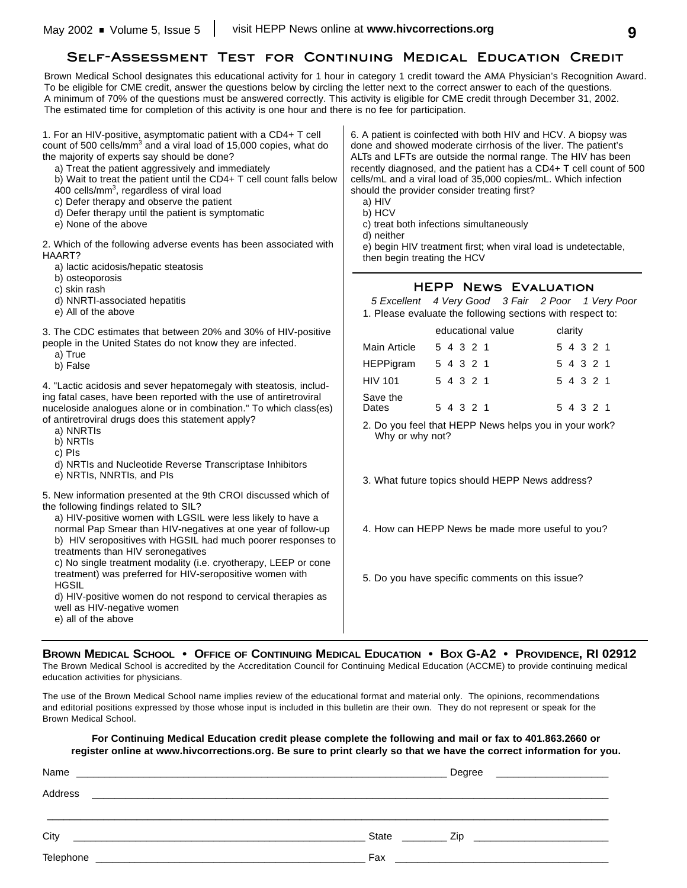## Self-Assessment Test for Continuing Medical Education Credit

Brown Medical School designates this educational activity for 1 hour in category 1 credit toward the AMA Physician's Recognition Award. To be eligible for CME credit, answer the questions below by circling the letter next to the correct answer to each of the questions. A minimum of 70% of the questions must be answered correctly. This activity is eligible for CME credit through December 31, 2002. The estimated time for completion of this activity is one hour and there is no fee for participation.

1. For an HIV-positive, asymptomatic patient with a CD4+ T cell count of 500 cells/mm$^3$ and a viral load of 15,000 copies, what do the majority of experts say should be done?
   - a) Treat the patient aggressively and immediately
   - b) Wait to treat the patient until the CD4+ T cell count falls below 400 cells/mm$^3$, regardless of viral load
   - c) Defer therapy and observe the patient
   - d) Defer therapy until the patient is symptomatic
   - e) None of the above

2. Which of the following adverse events has been associated with HAART?
   - a) lactic acidosis/hepatic steatosis
   - b) osteoporosis
   - c) skin rash
   - d) NNRTI-associated hepatitis
   - e) All of the above

3. The CDC estimates that between 20% and 30% of HIV-positive people in the United States do not know they are infected.
   - a) True
   - b) False

4. "Lactic acidosis and sever hepatomegaly with steatosis, including fatal cases, have been reported with the use of antiretroviral nuceloside analogues alone or in combination." To which class(es) of antiretroviral drugs does this statement apply?
   - a) NNRTIs
   - b) NRTIs
   - c) PIs
   - d) NRTIs and Nucleotide Reverse Transcriptase Inhibitors
   - e) NRTIs, NNRTIs, and PIs

5. New information presented at the 9th CROI discussed which of the following findings related to SIL?
   - a) HIV-positive women with LGSIL were less likely to have a normal Pap Smear than HIV-negatives at one year of follow-up
   - b) HIV seropositives with HGSIL had much poorer responses to treatments than HIV seronegatives
   - c) No single treatment modality (i.e. cryotherapy, LEEP or cone treatment) was preferred for HIV-seropositive women with HGSIL
   - d) HIV-positive women do not respond to cervical therapies as well as HIV-negative women
   - e) all of the above

6. A patient is coinfected with both HIV and HCV. A biopsy was done and showed moderate cirrhosis of the liver. The patient's ALTs and LFTs are outside the normal range. The HIV has been recently diagnosed, and the patient has a CD4+ T cell count of 500 cells/mL and a viral load of 35,000 copies/mL. Which infection should the provider consider treating first?
   - a) HIV
   - b) HCV
   - c) treat both infections simultaneously
   - d) neither
   - e) begin HIV treatment first; when viral load is undetectable, then begin treating the HCV

## HEPP News Evaluation

*5 Excellent 4 Very Good 3 Fair 2 Poor 1 Very Poor*

1. Please evaluate the following sections with respect to:

| | educational value | clarity |
|---|---|---|
| Main Article | 5 4 3 2 1 | 5 4 3 2 1 |
| HEPPigram | 5 4 3 2 1 | 5 4 3 2 1 |
| HIV 101 | 5 4 3 2 1 | 5 4 3 2 1 |
| Save the Dates | 5 4 3 2 1 | 5 4 3 2 1 |

2. Do you feel that HEPP News helps you in your work? Why or why not?

3. What future topics should HEPP News address?

4. How can HEPP News be made more useful to you?

5. Do you have specific comments on this issue?

**Brown Medical School • Office of Continuing Medical Education • Box G-A2 • Providence, RI 02912**

The Brown Medical School is accredited by the Accreditation Council for Continuing Medical Education (ACCME) to provide continuing medical education activities for physicians.

The use of the Brown Medical School name implies review of the educational format and material only. The opinions, recommendations and editorial positions expressed by those whose input is included in this bulletin are their own. They do not represent or speak for the Brown Medical School.

**For Continuing Medical Education credit please complete the following and mail or fax to 401.863.2660 or register online at www.hivcorrections.org. Be sure to print clearly so that we have the correct information for you.**

Name ______________________________ Degree ______________

Address ______________________________

______________________________

City ______________________ State ________ Zip ______________

Telephone ______________________ Fax ______________________